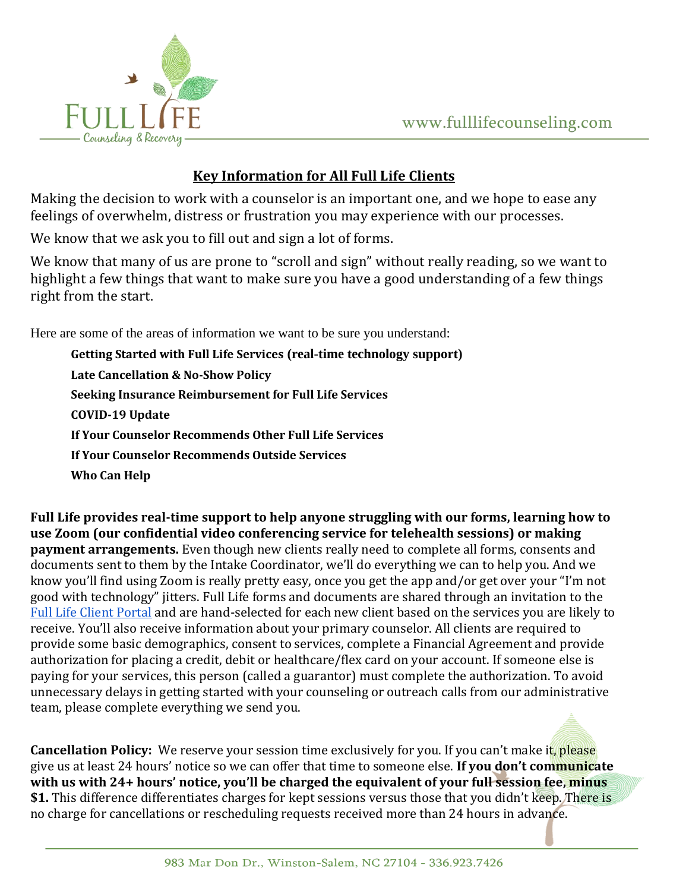# Key Information for All Full Life Clients

Making the decision to work with a counselor is an important one, and we hope to ease any feelings of overwhelm, distress or frustration you may experience with our processes.

We know that we ask you to fill out and sign a lot of forms.

We know that many of us are prone to "scroll and sign" without really reading, so we want to highlight a few things that want to make sure you have a good understanding of a few things right from the start.

Here are some of the areas of information we want to be sure you understand:

- **Getting Started with Full Life Services (real-time technology support)**
- **Late Cancellation & No-Show Policy**
- **Seeking Insurance Reimbursement for Full Life Services**
- **COVID-19 Update**
- **If Your Counselor Recommends Other Full Life Services**
- **If Your Counselor Recommends Outside Services**
- **Who Can Help**

**Full Life provides real-time support to help anyone struggling with our forms, learning how to use Zoom (our confidential video conferencing service for telehealth sessions) or making payment arrangements.** Even though new clients really need to complete all forms, consents and documents sent to them by the Intake Coordinator, we'll do everything we can to help you. And we know you'll find using Zoom is really pretty easy, once you get the app and/or get over your "I'm not good with technology" jitters. Full Life forms and documents are shared through an invitation to the Full Life Client Portal and are hand-selected for each new client based on the services you are likely to receive. You'll also receive information about your primary counselor. All clients are required to provide some basic demographics, consent to services, complete a Financial Agreement and provide authorization for placing a credit, debit or healthcare/flex card on your account. If someone else is paying for your services, this person (called a guarantor) must complete the authorization. To avoid unnecessary delays in getting started with your counseling or outreach calls from our administrative team, please complete everything we send you.

**Cancellation Policy:** We reserve your session time exclusively for you. If you can't make it, please give us at least 24 hours' notice so we can offer that time to someone else. **If you don't communicate with us with 24+ hours' notice, you'll be charged the equivalent of your full session fee, minus $1.** This difference differentiates charges for kept sessions versus those that you didn't keep. There is no charge for cancellations or rescheduling requests received more than 24 hours in advance.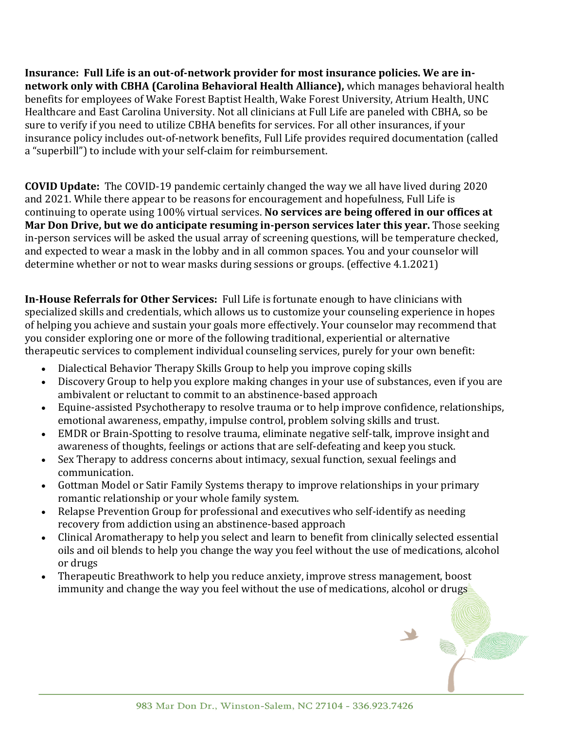**Insurance: Full Life is an out-of-network provider for most insurance policies. We are in-network only with CBHA (Carolina Behavioral Health Alliance),** which manages behavioral health benefits for employees of Wake Forest Baptist Health, Wake Forest University, Atrium Health, UNC Healthcare and East Carolina University. Not all clinicians at Full Life are paneled with CBHA, so be sure to verify if you need to utilize CBHA benefits for services. For all other insurances, if your insurance policy includes out-of-network benefits, Full Life provides required documentation (called a "superbill") to include with your self-claim for reimbursement.

**COVID Update:** The COVID-19 pandemic certainly changed the way we all have lived during 2020 and 2021. While there appear to be reasons for encouragement and hopefulness, Full Life is continuing to operate using 100% virtual services. **No services are being offered in our offices at Mar Don Drive, but we do anticipate resuming in-person services later this year.** Those seeking in-person services will be asked the usual array of screening questions, will be temperature checked, and expected to wear a mask in the lobby and in all common spaces. You and your counselor will determine whether or not to wear masks during sessions or groups. (effective 4.1.2021)

**In-House Referrals for Other Services:** Full Life is fortunate enough to have clinicians with specialized skills and credentials, which allows us to customize your counseling experience in hopes of helping you achieve and sustain your goals more effectively. Your counselor may recommend that you consider exploring one or more of the following traditional, experiential or alternative therapeutic services to complement individual counseling services, purely for your own benefit:

- Dialectical Behavior Therapy Skills Group to help you improve coping skills
- Discovery Group to help you explore making changes in your use of substances, even if you are ambivalent or reluctant to commit to an abstinence-based approach
- Equine-assisted Psychotherapy to resolve trauma or to help improve confidence, relationships, emotional awareness, empathy, impulse control, problem solving skills and trust.
- EMDR or Brain-Spotting to resolve trauma, eliminate negative self-talk, improve insight and awareness of thoughts, feelings or actions that are self-defeating and keep you stuck.
- Sex Therapy to address concerns about intimacy, sexual function, sexual feelings and communication.
- Gottman Model or Satir Family Systems therapy to improve relationships in your primary romantic relationship or your whole family system.
- Relapse Prevention Group for professional and executives who self-identify as needing recovery from addiction using an abstinence-based approach
- Clinical Aromatherapy to help you select and learn to benefit from clinically selected essential oils and oil blends to help you change the way you feel without the use of medications, alcohol or drugs
- Therapeutic Breathwork to help you reduce anxiety, improve stress management, boost immunity and change the way you feel without the use of medications, alcohol or drugs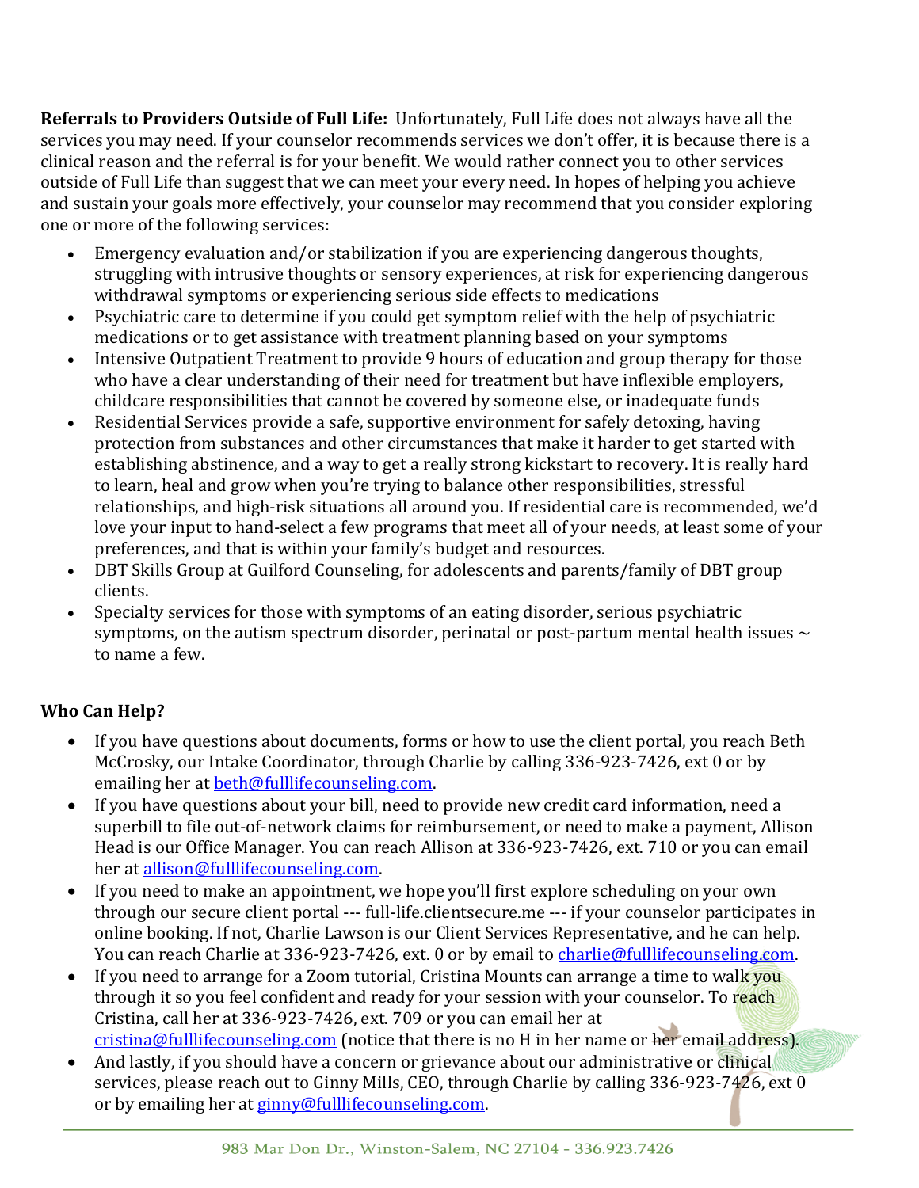**Referrals to Providers Outside of Full Life:** Unfortunately, Full Life does not always have all the services you may need. If your counselor recommends services we don't offer, it is because there is a clinical reason and the referral is for your benefit. We would rather connect you to other services outside of Full Life than suggest that we can meet your every need. In hopes of helping you achieve and sustain your goals more effectively, your counselor may recommend that you consider exploring one or more of the following services:

- Emergency evaluation and/or stabilization if you are experiencing dangerous thoughts, struggling with intrusive thoughts or sensory experiences, at risk for experiencing dangerous withdrawal symptoms or experiencing serious side effects to medications
- Psychiatric care to determine if you could get symptom relief with the help of psychiatric medications or to get assistance with treatment planning based on your symptoms
- Intensive Outpatient Treatment to provide 9 hours of education and group therapy for those who have a clear understanding of their need for treatment but have inflexible employers, childcare responsibilities that cannot be covered by someone else, or inadequate funds
- Residential Services provide a safe, supportive environment for safely detoxing, having protection from substances and other circumstances that make it harder to get started with establishing abstinence, and a way to get a really strong kickstart to recovery. It is really hard to learn, heal and grow when you're trying to balance other responsibilities, stressful relationships, and high-risk situations all around you. If residential care is recommended, we'd love your input to hand-select a few programs that meet all of your needs, at least some of your preferences, and that is within your family's budget and resources.
- DBT Skills Group at Guilford Counseling, for adolescents and parents/family of DBT group clients.
- Specialty services for those with symptoms of an eating disorder, serious psychiatric symptoms, on the autism spectrum disorder, perinatal or post-partum mental health issues ~ to name a few.

**Who Can Help?**

- If you have questions about documents, forms or how to use the client portal, you reach Beth McCrosky, our Intake Coordinator, through Charlie by calling 336-923-7426, ext 0 or by emailing her at beth@fulllifecounseling.com.
- If you have questions about your bill, need to provide new credit card information, need a superbill to file out-of-network claims for reimbursement, or need to make a payment, Allison Head is our Office Manager. You can reach Allison at 336-923-7426, ext. 710 or you can email her at allison@fulllifecounseling.com.
- If you need to make an appointment, we hope you'll first explore scheduling on your own through our secure client portal --- full-life.clientsecure.me --- if your counselor participates in online booking. If not, Charlie Lawson is our Client Services Representative, and he can help. You can reach Charlie at 336-923-7426, ext. 0 or by email to charlie@fulllifecounseling.com.
- If you need to arrange for a Zoom tutorial, Cristina Mounts can arrange a time to walk you through it so you feel confident and ready for your session with your counselor. To reach Cristina, call her at 336-923-7426, ext. 709 or you can email her at cristina@fulllifecounseling.com (notice that there is no H in her name or her email address).
- And lastly, if you should have a concern or grievance about our administrative or clinical services, please reach out to Ginny Mills, CEO, through Charlie by calling 336-923-7426, ext 0 or by emailing her at ginny@fulllifecounseling.com.

983 Mar Don Dr., Winston-Salem, NC 27104 - 336.923.7426